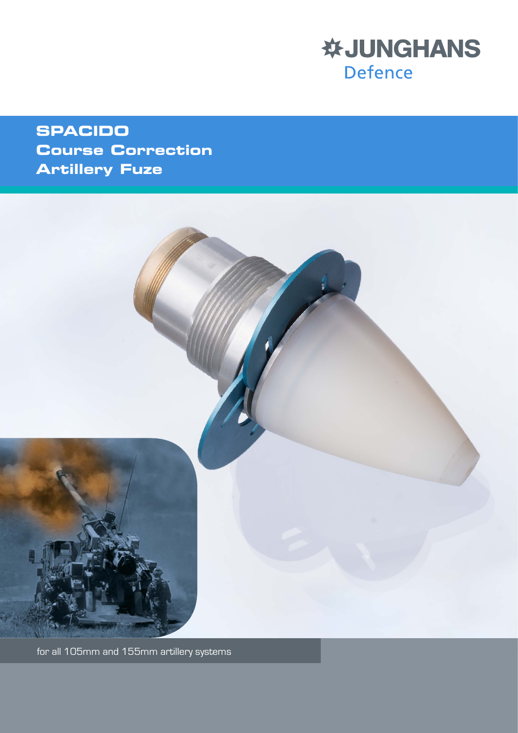JUNGHANS Defence

# SPACIDO Course Correction Artillery Fuze

for all 105mm and 155mm artillery systems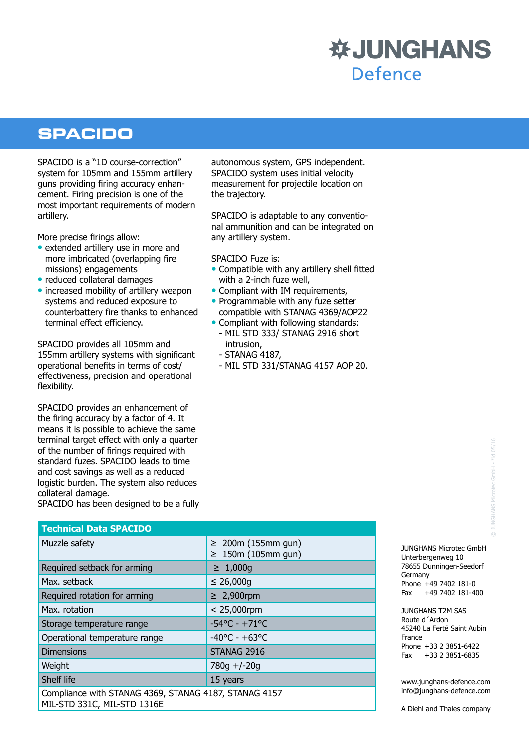# JUNGHANS Defence

## SPACIDO

SPACIDO is a "1D course-correction" system for 105mm and 155mm artillery guns providing firing accuracy enhancement. Firing precision is one of the most important requirements of modern artillery.

More precise firings allow:

- extended artillery use in more and more imbricated (overlapping fire missions) engagements
- reduced collateral damages
- increased mobility of artillery weapon systems and reduced exposure to counterbattery fire thanks to enhanced terminal effect efficiency.

SPACIDO provides all 105mm and 155mm artillery systems with significant operational benefits in terms of cost/effectiveness, precision and operational flexibility.

SPACIDO provides an enhancement of the firing accuracy by a factor of 4. It means it is possible to achieve the same terminal target effect with only a quarter of the number of firings required with standard fuzes. SPACIDO leads to time and cost savings as well as a reduced logistic burden. The system also reduces collateral damage.
SPACIDO has been designed to be a fully autonomous system, GPS independent. SPACIDO system uses initial velocity measurement for projectile location on the trajectory.

SPACIDO is adaptable to any conventional ammunition and can be integrated on any artillery system.

SPACIDO Fuze is:

- Compatible with any artillery shell fitted with a 2-inch fuze well,
- Compliant with IM requirements,
- Programmable with any fuze setter compatible with STANAG 4369/AOP22
- Compliant with following standards:
  - MIL STD 333/ STANAG 2916 short intrusion,
  - STANAG 4187,
  - MIL STD 331/STANAG 4157 AOP 20.

| Technical Data SPACIDO | |
|---|---|
| Muzzle safety | ≥ 200m (155mm gun)<br>≥ 150m (105mm gun) |
| Required setback for arming | ≥ 1,000g |
| Max. setback | ≤ 26,000g |
| Required rotation for arming | ≥ 2,900rpm |
| Max. rotation | < 25,000rpm |
| Storage temperature range | -54°C - +71°C |
| Operational temperature range | -40°C - +63°C |
| Dimensions | STANAG 2916 |
| Weight | 780g +/-20g |
| Shelf life | 15 years |
| Compliance with STANAG 4369, STANAG 4187, STANAG 4157<br>MIL-STD 331C, MIL-STD 1316E | |

JUNGHANS Microtec GmbH
Unterbergenweg 10
78655 Dunningen-Seedorf
Germany
Phone +49 7402 181-0
Fax +49 7402 181-400

JUNGHANS T2M SAS
Route d´Ardon
45240 La Ferté Saint Aubin
France
Phone +33 2 3851-6422
Fax +33 2 3851-6835

www.junghans-defence.com
info@junghans-defence.com

A Diehl and Thales company

© JUNGHANS Microtec GmbH - \*ld 05/16